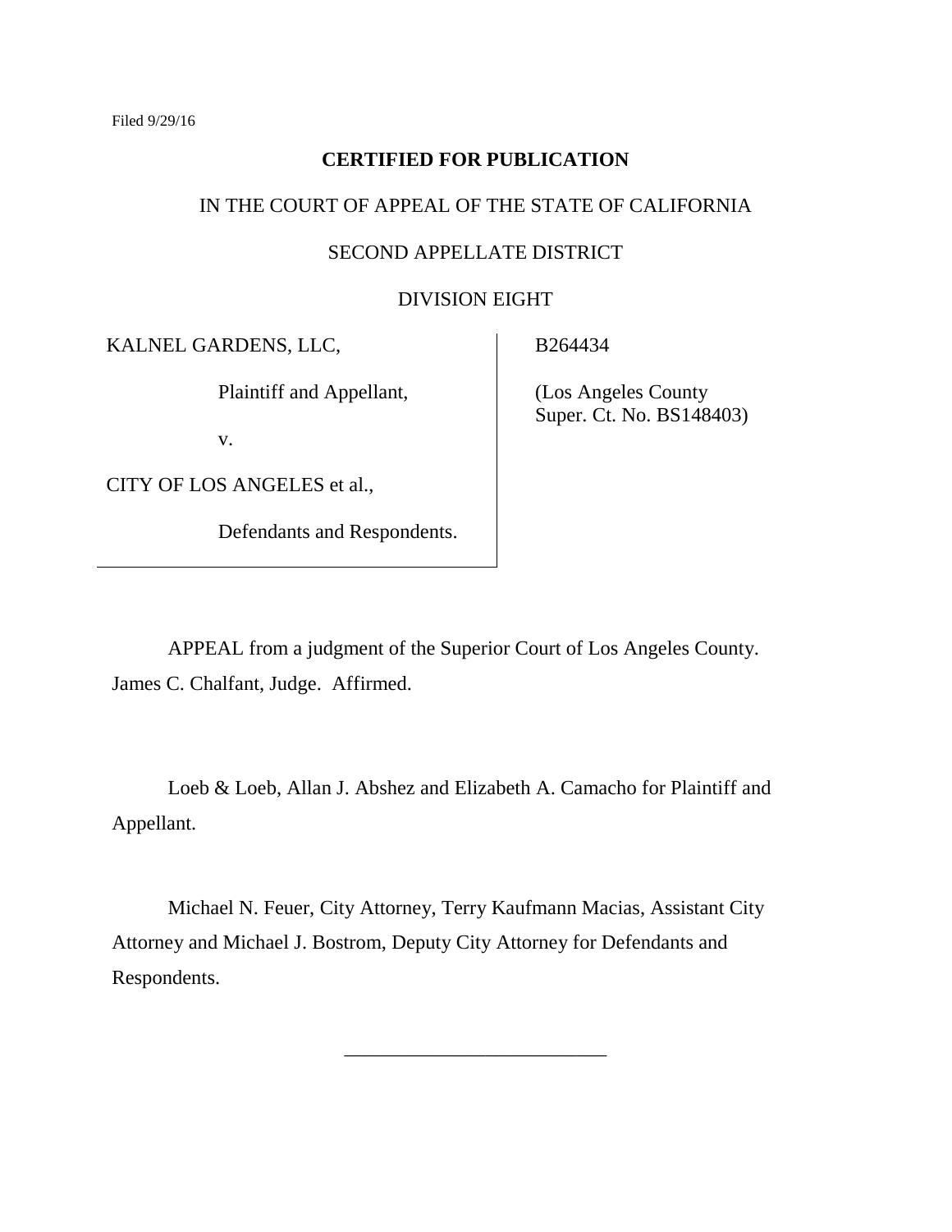Filed 9/29/16

**CERTIFIED FOR PUBLICATION**

IN THE COURT OF APPEAL OF THE STATE OF CALIFORNIA

SECOND APPELLATE DISTRICT

DIVISION EIGHT

| | |
|---|---|
| KALNEL GARDENS, LLC,<br><br>Plaintiff and Appellant,<br><br>v.<br><br>CITY OF LOS ANGELES et al.,<br><br>Defendants and Respondents. | B264434<br><br>(Los Angeles County Super. Ct. No. BS148403) |

APPEAL from a judgment of the Superior Court of Los Angeles County. James C. Chalfant, Judge. Affirmed.

Loeb & Loeb, Allan J. Abshez and Elizabeth A. Camacho for Plaintiff and Appellant.

Michael N. Feuer, City Attorney, Terry Kaufmann Macias, Assistant City Attorney and Michael J. Bostrom, Deputy City Attorney for Defendants and Respondents.

\_\_\_\_\_\_\_\_\_\_\_\_\_\_\_\_\_\_\_\_\_\_\_\_\_\_\_\_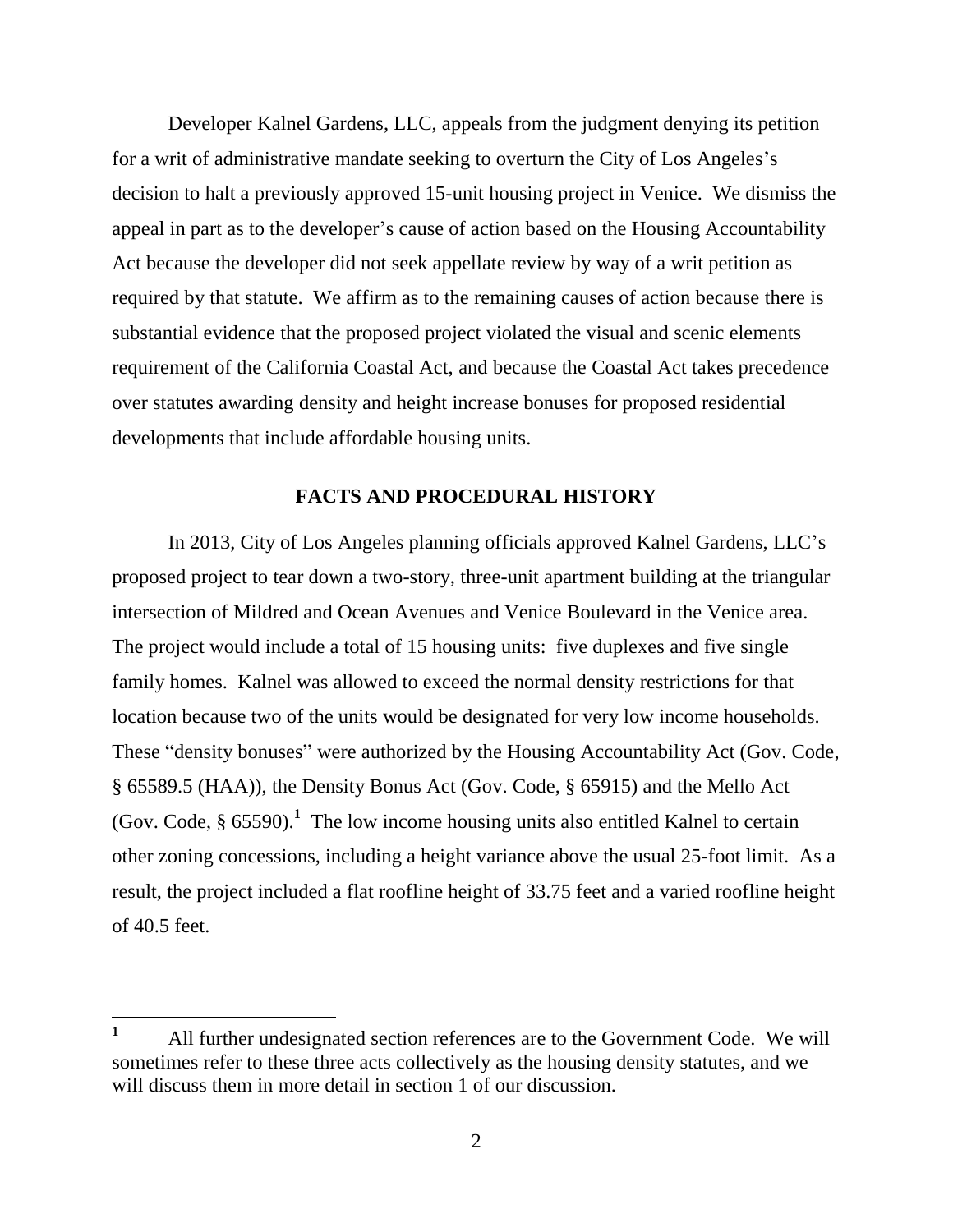Developer Kalnel Gardens, LLC, appeals from the judgment denying its petition for a writ of administrative mandate seeking to overturn the City of Los Angeles's decision to halt a previously approved 15-unit housing project in Venice. We dismiss the appeal in part as to the developer's cause of action based on the Housing Accountability Act because the developer did not seek appellate review by way of a writ petition as required by that statute. We affirm as to the remaining causes of action because there is substantial evidence that the proposed project violated the visual and scenic elements requirement of the California Coastal Act, and because the Coastal Act takes precedence over statutes awarding density and height increase bonuses for proposed residential developments that include affordable housing units.

## FACTS AND PROCEDURAL HISTORY

In 2013, City of Los Angeles planning officials approved Kalnel Gardens, LLC's proposed project to tear down a two-story, three-unit apartment building at the triangular intersection of Mildred and Ocean Avenues and Venice Boulevard in the Venice area. The project would include a total of 15 housing units: five duplexes and five single family homes. Kalnel was allowed to exceed the normal density restrictions for that location because two of the units would be designated for very low income households. These "density bonuses" were authorized by the Housing Accountability Act (Gov. Code, § 65589.5 (HAA)), the Density Bonus Act (Gov. Code, § 65915) and the Mello Act (Gov. Code, § 65590).[1] The low income housing units also entitled Kalnel to certain other zoning concessions, including a height variance above the usual 25-foot limit. As a result, the project included a flat roofline height of 33.75 feet and a varied roofline height of 40.5 feet.

---

[1] All further undesignated section references are to the Government Code. We will sometimes refer to these three acts collectively as the housing density statutes, and we will discuss them in more detail in section 1 of our discussion.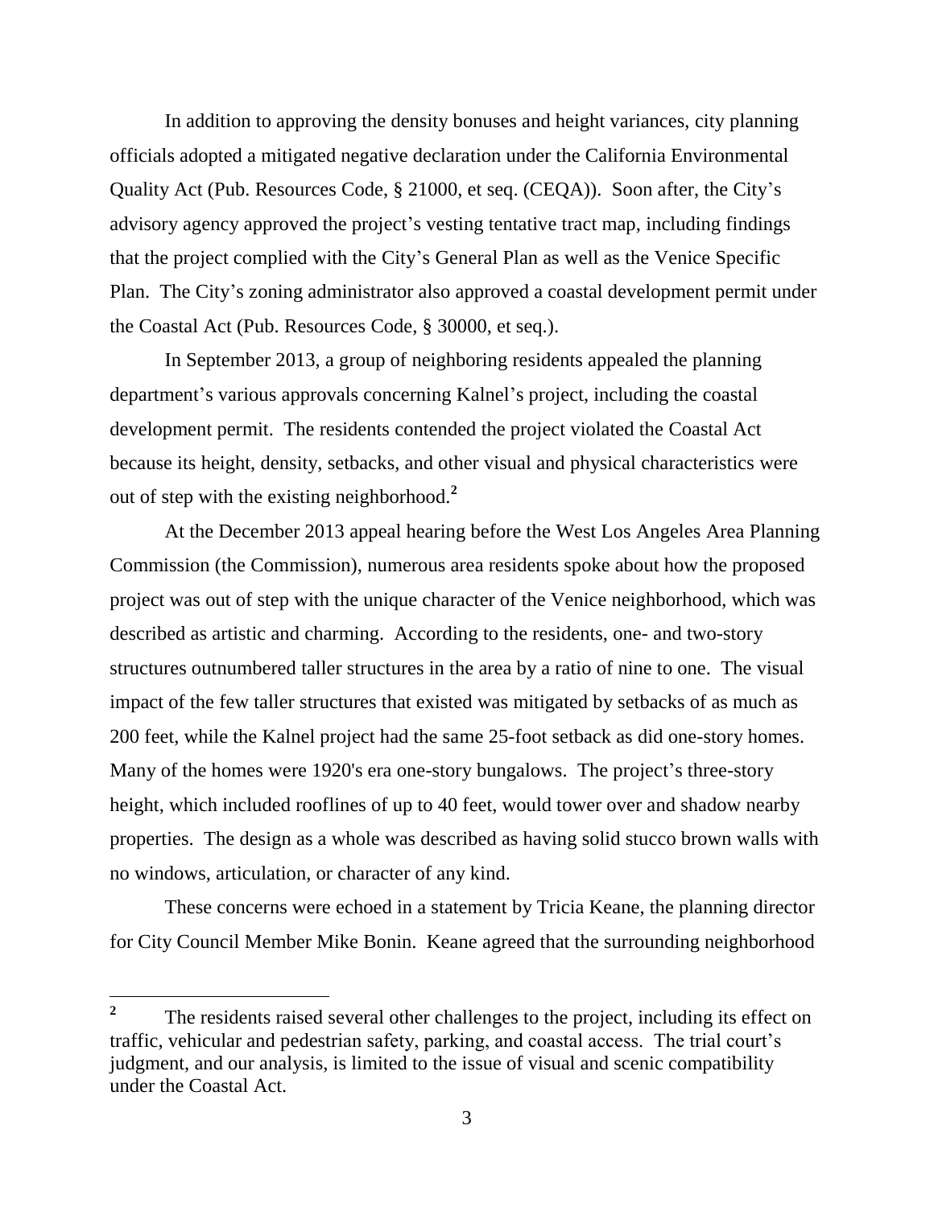In addition to approving the density bonuses and height variances, city planning officials adopted a mitigated negative declaration under the California Environmental Quality Act (Pub. Resources Code, § 21000, et seq. (CEQA)). Soon after, the City's advisory agency approved the project's vesting tentative tract map, including findings that the project complied with the City's General Plan as well as the Venice Specific Plan. The City's zoning administrator also approved a coastal development permit under the Coastal Act (Pub. Resources Code, § 30000, et seq.).

In September 2013, a group of neighboring residents appealed the planning department's various approvals concerning Kalnel's project, including the coastal development permit. The residents contended the project violated the Coastal Act because its height, density, setbacks, and other visual and physical characteristics were out of step with the existing neighborhood.[2]

At the December 2013 appeal hearing before the West Los Angeles Area Planning Commission (the Commission), numerous area residents spoke about how the proposed project was out of step with the unique character of the Venice neighborhood, which was described as artistic and charming. According to the residents, one- and two-story structures outnumbered taller structures in the area by a ratio of nine to one. The visual impact of the few taller structures that existed was mitigated by setbacks of as much as 200 feet, while the Kalnel project had the same 25-foot setback as did one-story homes. Many of the homes were 1920's era one-story bungalows. The project's three-story height, which included rooflines of up to 40 feet, would tower over and shadow nearby properties. The design as a whole was described as having solid stucco brown walls with no windows, articulation, or character of any kind.

These concerns were echoed in a statement by Tricia Keane, the planning director for City Council Member Mike Bonin. Keane agreed that the surrounding neighborhood

[2] The residents raised several other challenges to the project, including its effect on traffic, vehicular and pedestrian safety, parking, and coastal access. The trial court's judgment, and our analysis, is limited to the issue of visual and scenic compatibility under the Coastal Act.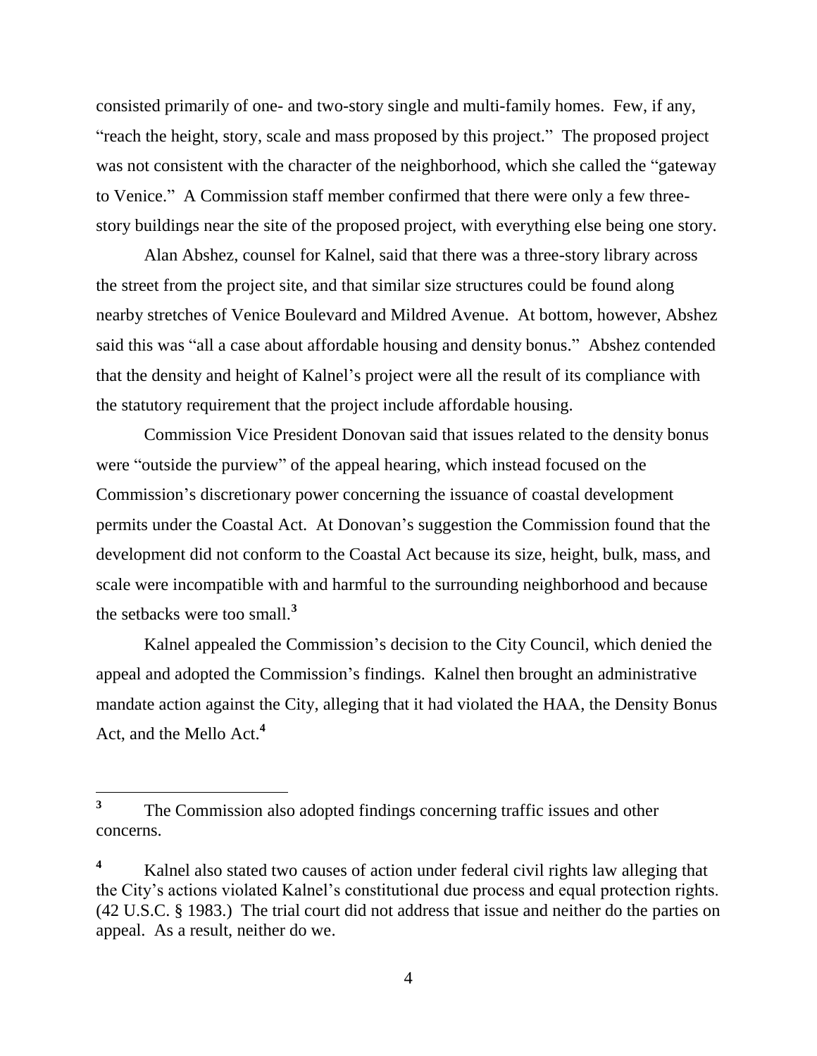consisted primarily of one- and two-story single and multi-family homes. Few, if any, "reach the height, story, scale and mass proposed by this project." The proposed project was not consistent with the character of the neighborhood, which she called the "gateway to Venice." A Commission staff member confirmed that there were only a few three-story buildings near the site of the proposed project, with everything else being one story.

Alan Abshez, counsel for Kalnel, said that there was a three-story library across the street from the project site, and that similar size structures could be found along nearby stretches of Venice Boulevard and Mildred Avenue. At bottom, however, Abshez said this was "all a case about affordable housing and density bonus." Abshez contended that the density and height of Kalnel's project were all the result of its compliance with the statutory requirement that the project include affordable housing.

Commission Vice President Donovan said that issues related to the density bonus were "outside the purview" of the appeal hearing, which instead focused on the Commission's discretionary power concerning the issuance of coastal development permits under the Coastal Act. At Donovan's suggestion the Commission found that the development did not conform to the Coastal Act because its size, height, bulk, mass, and scale were incompatible with and harmful to the surrounding neighborhood and because the setbacks were too small.[3]

Kalnel appealed the Commission's decision to the City Council, which denied the appeal and adopted the Commission's findings. Kalnel then brought an administrative mandate action against the City, alleging that it had violated the HAA, the Density Bonus Act, and the Mello Act.[4]

---

[3] The Commission also adopted findings concerning traffic issues and other concerns.

[4] Kalnel also stated two causes of action under federal civil rights law alleging that the City's actions violated Kalnel's constitutional due process and equal protection rights. (42 U.S.C. § 1983.) The trial court did not address that issue and neither do the parties on appeal. As a result, neither do we.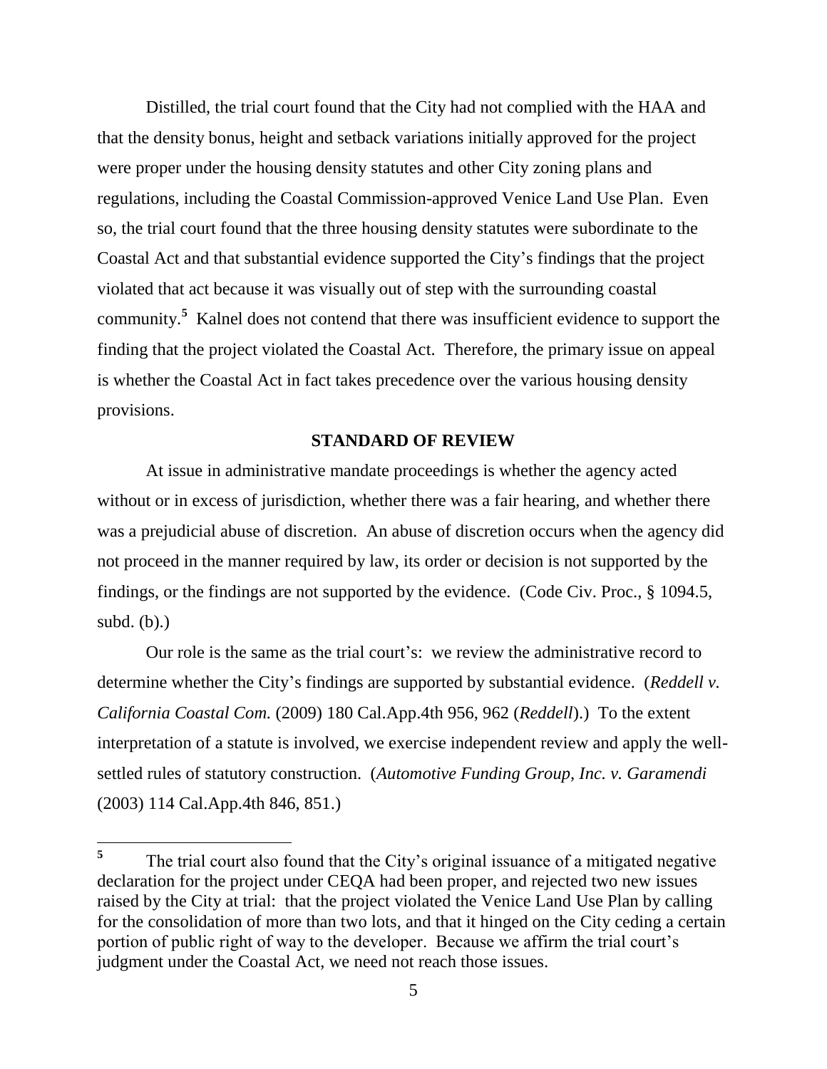Distilled, the trial court found that the City had not complied with the HAA and that the density bonus, height and setback variations initially approved for the project were proper under the housing density statutes and other City zoning plans and regulations, including the Coastal Commission-approved Venice Land Use Plan. Even so, the trial court found that the three housing density statutes were subordinate to the Coastal Act and that substantial evidence supported the City's findings that the project violated that act because it was visually out of step with the surrounding coastal community.[5] Kalnel does not contend that there was insufficient evidence to support the finding that the project violated the Coastal Act. Therefore, the primary issue on appeal is whether the Coastal Act in fact takes precedence over the various housing density provisions.

## STANDARD OF REVIEW

At issue in administrative mandate proceedings is whether the agency acted without or in excess of jurisdiction, whether there was a fair hearing, and whether there was a prejudicial abuse of discretion. An abuse of discretion occurs when the agency did not proceed in the manner required by law, its order or decision is not supported by the findings, or the findings are not supported by the evidence. (Code Civ. Proc., § 1094.5, subd. (b).)

Our role is the same as the trial court's: we review the administrative record to determine whether the City's findings are supported by substantial evidence. (*Reddell v. California Coastal Com.* (2009) 180 Cal.App.4th 956, 962 (*Reddell*).) To the extent interpretation of a statute is involved, we exercise independent review and apply the well-settled rules of statutory construction. (*Automotive Funding Group, Inc. v. Garamendi* (2003) 114 Cal.App.4th 846, 851.)

---

[5] The trial court also found that the City's original issuance of a mitigated negative declaration for the project under CEQA had been proper, and rejected two new issues raised by the City at trial: that the project violated the Venice Land Use Plan by calling for the consolidation of more than two lots, and that it hinged on the City ceding a certain portion of public right of way to the developer. Because we affirm the trial court's judgment under the Coastal Act, we need not reach those issues.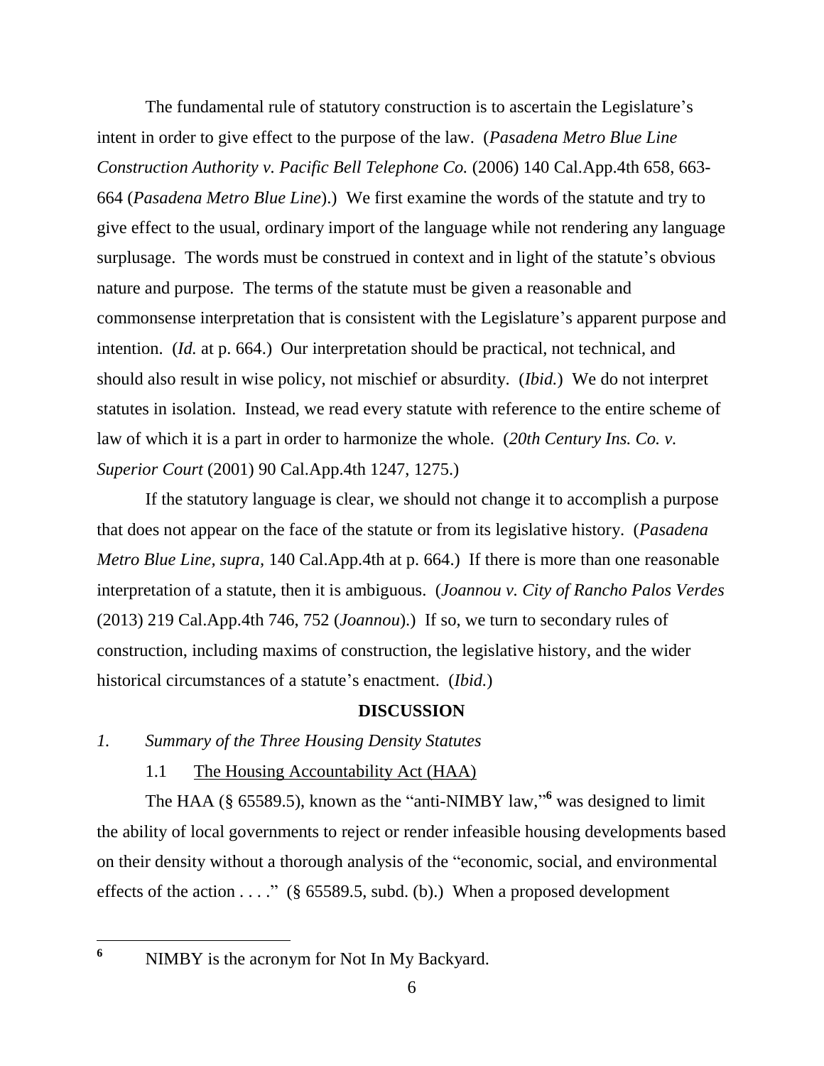The fundamental rule of statutory construction is to ascertain the Legislature's intent in order to give effect to the purpose of the law. (*Pasadena Metro Blue Line Construction Authority v. Pacific Bell Telephone Co.* (2006) 140 Cal.App.4th 658, 663-664 (*Pasadena Metro Blue Line*).) We first examine the words of the statute and try to give effect to the usual, ordinary import of the language while not rendering any language surplusage. The words must be construed in context and in light of the statute's obvious nature and purpose. The terms of the statute must be given a reasonable and commonsense interpretation that is consistent with the Legislature's apparent purpose and intention. (*Id.* at p. 664.) Our interpretation should be practical, not technical, and should also result in wise policy, not mischief or absurdity. (*Ibid.*) We do not interpret statutes in isolation. Instead, we read every statute with reference to the entire scheme of law of which it is a part in order to harmonize the whole. (*20th Century Ins. Co. v. Superior Court* (2001) 90 Cal.App.4th 1247, 1275.)

If the statutory language is clear, we should not change it to accomplish a purpose that does not appear on the face of the statute or from its legislative history. (*Pasadena Metro Blue Line*, *supra*, 140 Cal.App.4th at p. 664.) If there is more than one reasonable interpretation of a statute, then it is ambiguous. (*Joannou v. City of Rancho Palos Verdes* (2013) 219 Cal.App.4th 746, 752 (*Joannou*).) If so, we turn to secondary rules of construction, including maxims of construction, the legislative history, and the wider historical circumstances of a statute's enactment. (*Ibid.*)

## DISCUSSION

### *1. Summary of the Three Housing Density Statutes*

#### 1.1 The Housing Accountability Act (HAA)

The HAA (§ 65589.5), known as the "anti-NIMBY law,"[6] was designed to limit the ability of local governments to reject or render infeasible housing developments based on their density without a thorough analysis of the "economic, social, and environmental effects of the action . . . ." (§ 65589.5, subd. (b).) When a proposed development

[6] NIMBY is the acronym for Not In My Backyard.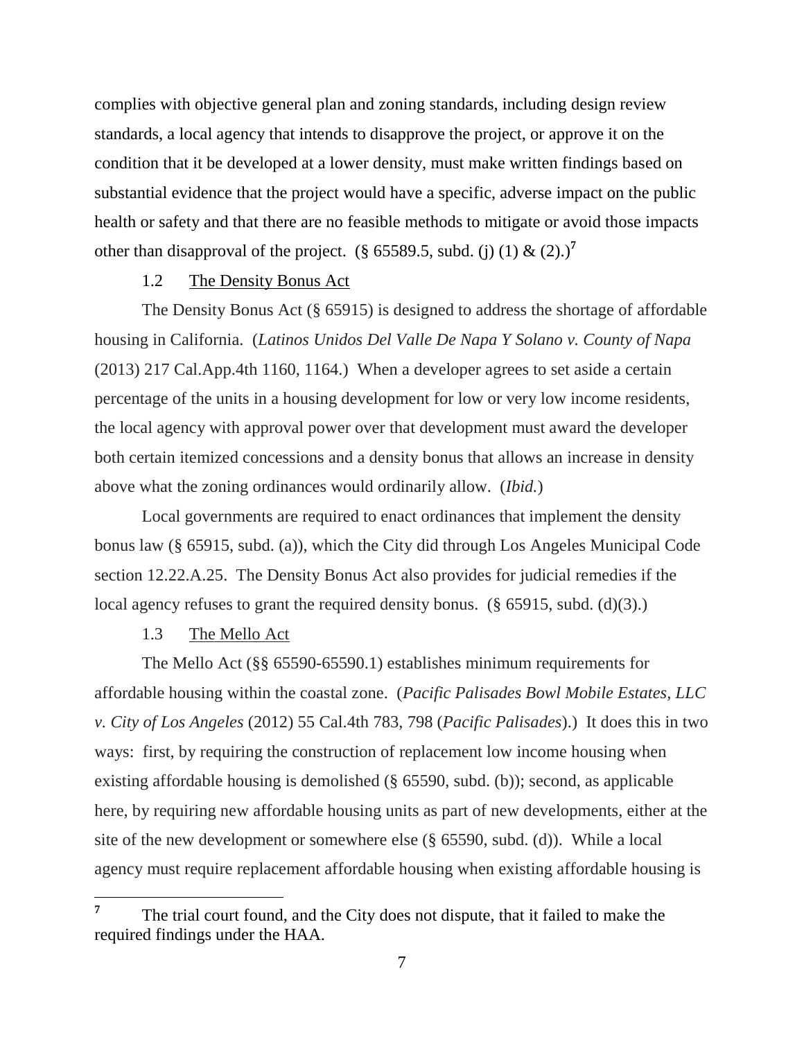complies with objective general plan and zoning standards, including design review standards, a local agency that intends to disapprove the project, or approve it on the condition that it be developed at a lower density, must make written findings based on substantial evidence that the project would have a specific, adverse impact on the public health or safety and that there are no feasible methods to mitigate or avoid those impacts other than disapproval of the project. (§ 65589.5, subd. (j) (1) & (2).)[7]

### 1.2 The Density Bonus Act

The Density Bonus Act (§ 65915) is designed to address the shortage of affordable housing in California. (*Latinos Unidos Del Valle De Napa Y Solano v. County of Napa* (2013) 217 Cal.App.4th 1160, 1164.) When a developer agrees to set aside a certain percentage of the units in a housing development for low or very low income residents, the local agency with approval power over that development must award the developer both certain itemized concessions and a density bonus that allows an increase in density above what the zoning ordinances would ordinarily allow. (*Ibid.*)

Local governments are required to enact ordinances that implement the density bonus law (§ 65915, subd. (a)), which the City did through Los Angeles Municipal Code section 12.22.A.25. The Density Bonus Act also provides for judicial remedies if the local agency refuses to grant the required density bonus. (§ 65915, subd. (d)(3).)

### 1.3 The Mello Act

The Mello Act (§§ 65590-65590.1) establishes minimum requirements for affordable housing within the coastal zone. (*Pacific Palisades Bowl Mobile Estates, LLC v. City of Los Angeles* (2012) 55 Cal.4th 783, 798 (*Pacific Palisades*).) It does this in two ways: first, by requiring the construction of replacement low income housing when existing affordable housing is demolished (§ 65590, subd. (b)); second, as applicable here, by requiring new affordable housing units as part of new developments, either at the site of the new development or somewhere else (§ 65590, subd. (d)). While a local agency must require replacement affordable housing when existing affordable housing is

---

[7] The trial court found, and the City does not dispute, that it failed to make the required findings under the HAA.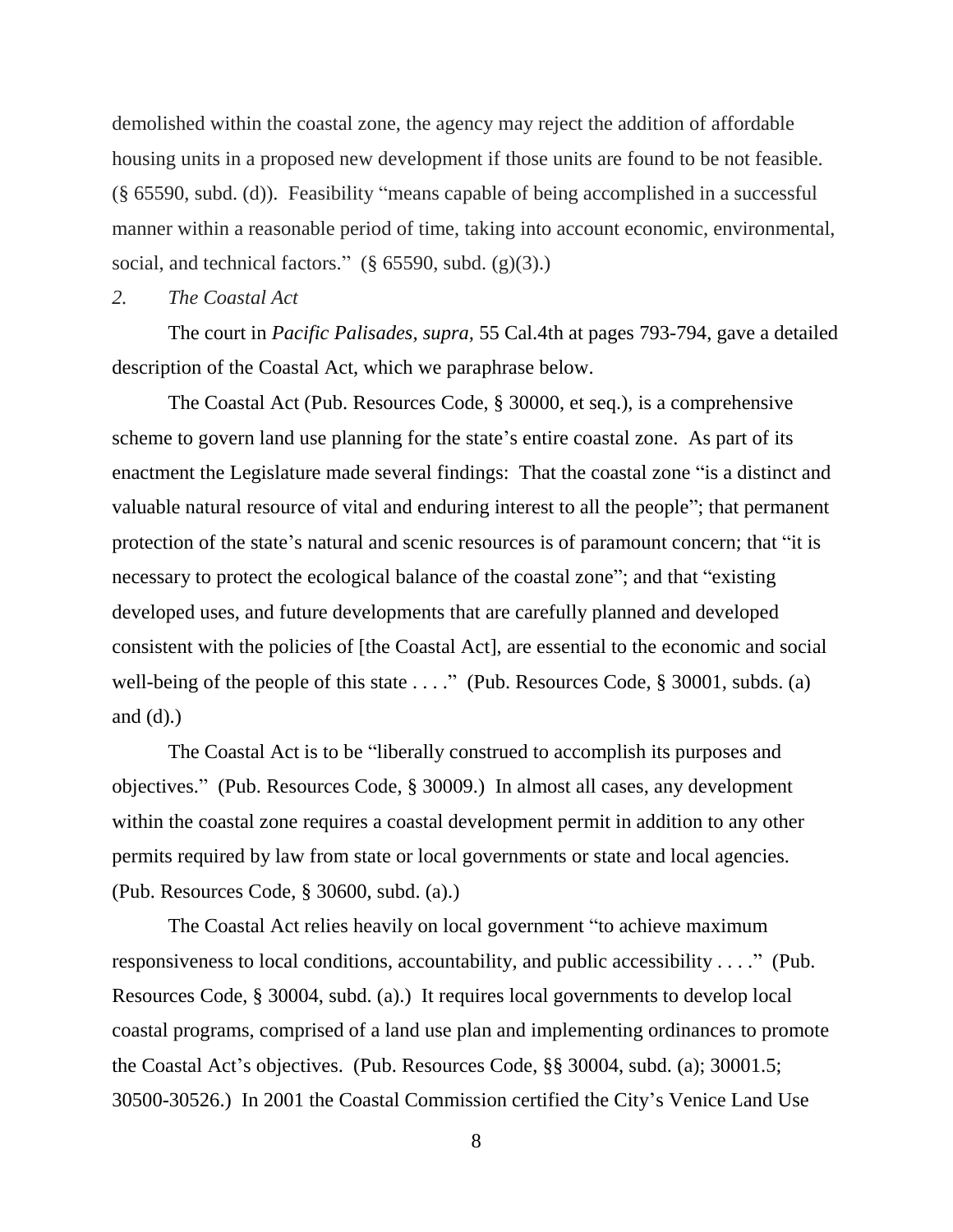demolished within the coastal zone, the agency may reject the addition of affordable housing units in a proposed new development if those units are found to be not feasible. (§ 65590, subd. (d)). Feasibility "means capable of being accomplished in a successful manner within a reasonable period of time, taking into account economic, environmental, social, and technical factors." (§ 65590, subd. (g)(3).)

*2. The Coastal Act*

The court in *Pacific Palisades, supra,* 55 Cal.4th at pages 793-794, gave a detailed description of the Coastal Act, which we paraphrase below.

The Coastal Act (Pub. Resources Code, § 30000, et seq.), is a comprehensive scheme to govern land use planning for the state's entire coastal zone. As part of its enactment the Legislature made several findings: That the coastal zone "is a distinct and valuable natural resource of vital and enduring interest to all the people"; that permanent protection of the state's natural and scenic resources is of paramount concern; that "it is necessary to protect the ecological balance of the coastal zone"; and that "existing developed uses, and future developments that are carefully planned and developed consistent with the policies of [the Coastal Act], are essential to the economic and social well-being of the people of this state . . . ." (Pub. Resources Code, § 30001, subds. (a) and (d).)

The Coastal Act is to be "liberally construed to accomplish its purposes and objectives." (Pub. Resources Code, § 30009.) In almost all cases, any development within the coastal zone requires a coastal development permit in addition to any other permits required by law from state or local governments or state and local agencies. (Pub. Resources Code, § 30600, subd. (a).)

The Coastal Act relies heavily on local government "to achieve maximum responsiveness to local conditions, accountability, and public accessibility . . . ." (Pub. Resources Code, § 30004, subd. (a).) It requires local governments to develop local coastal programs, comprised of a land use plan and implementing ordinances to promote the Coastal Act's objectives. (Pub. Resources Code, §§ 30004, subd. (a); 30001.5; 30500-30526.) In 2001 the Coastal Commission certified the City's Venice Land Use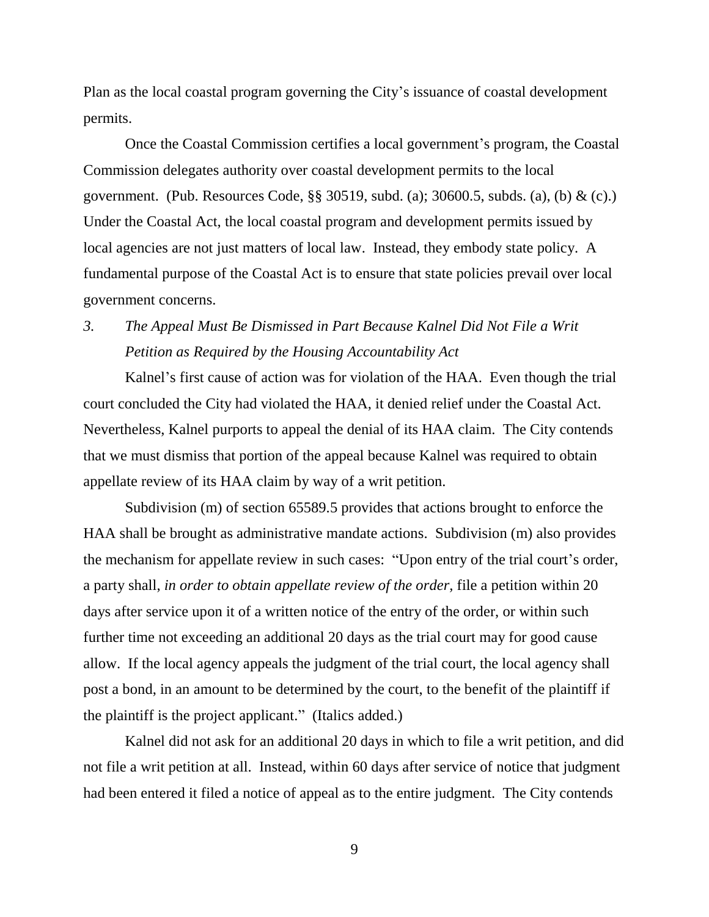Plan as the local coastal program governing the City's issuance of coastal development permits.

Once the Coastal Commission certifies a local government's program, the Coastal Commission delegates authority over coastal development permits to the local government. (Pub. Resources Code, §§ 30519, subd. (a); 30600.5, subds. (a), (b) & (c).) Under the Coastal Act, the local coastal program and development permits issued by local agencies are not just matters of local law. Instead, they embody state policy. A fundamental purpose of the Coastal Act is to ensure that state policies prevail over local government concerns.

### *3. The Appeal Must Be Dismissed in Part Because Kalnel Did Not File a Writ Petition as Required by the Housing Accountability Act*

Kalnel's first cause of action was for violation of the HAA. Even though the trial court concluded the City had violated the HAA, it denied relief under the Coastal Act. Nevertheless, Kalnel purports to appeal the denial of its HAA claim. The City contends that we must dismiss that portion of the appeal because Kalnel was required to obtain appellate review of its HAA claim by way of a writ petition.

Subdivision (m) of section 65589.5 provides that actions brought to enforce the HAA shall be brought as administrative mandate actions. Subdivision (m) also provides the mechanism for appellate review in such cases: "Upon entry of the trial court's order, a party shall, *in order to obtain appellate review of the order*, file a petition within 20 days after service upon it of a written notice of the entry of the order, or within such further time not exceeding an additional 20 days as the trial court may for good cause allow. If the local agency appeals the judgment of the trial court, the local agency shall post a bond, in an amount to be determined by the court, to the benefit of the plaintiff if the plaintiff is the project applicant." (Italics added.)

Kalnel did not ask for an additional 20 days in which to file a writ petition, and did not file a writ petition at all. Instead, within 60 days after service of notice that judgment had been entered it filed a notice of appeal as to the entire judgment. The City contends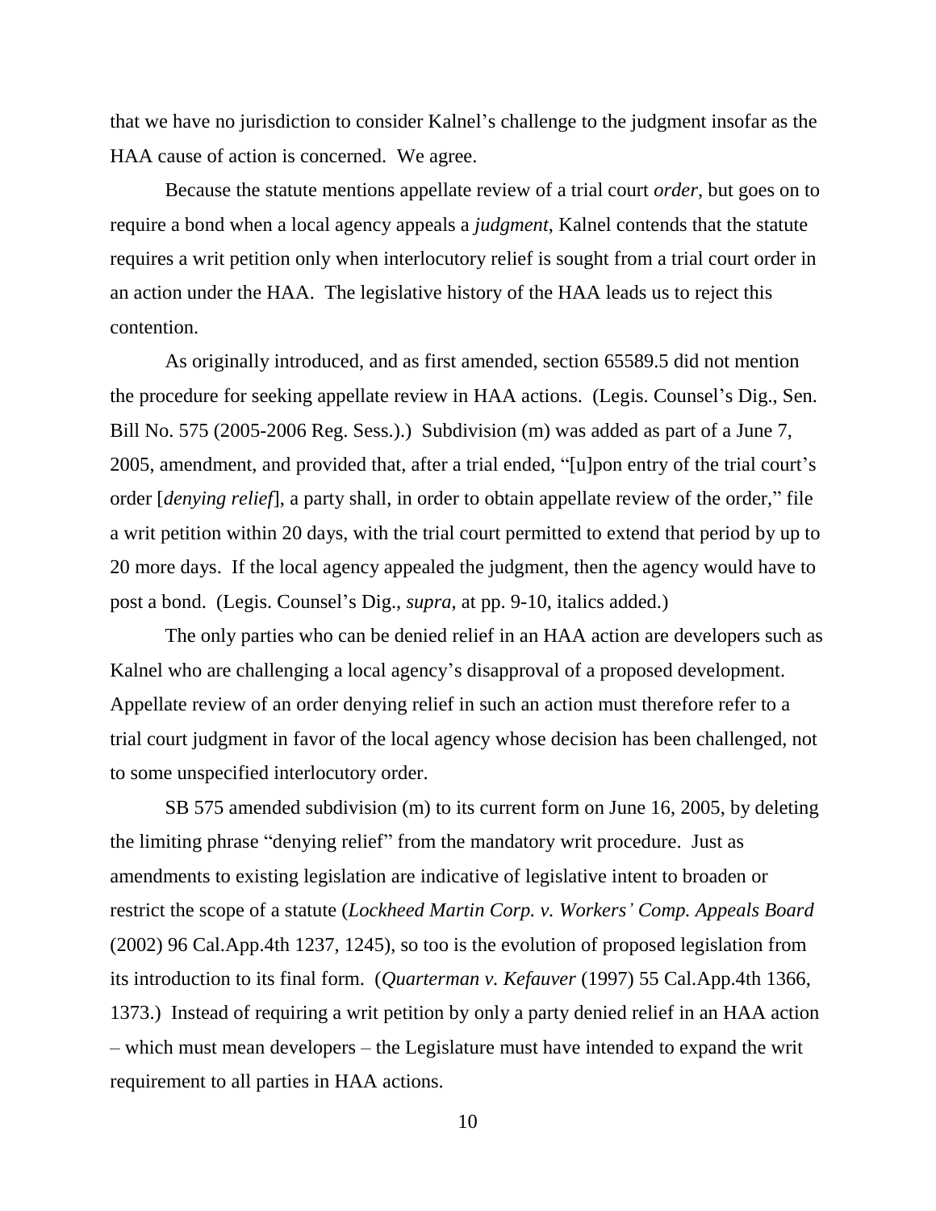that we have no jurisdiction to consider Kalnel's challenge to the judgment insofar as the HAA cause of action is concerned. We agree.

Because the statute mentions appellate review of a trial court *order*, but goes on to require a bond when a local agency appeals a *judgment*, Kalnel contends that the statute requires a writ petition only when interlocutory relief is sought from a trial court order in an action under the HAA. The legislative history of the HAA leads us to reject this contention.

As originally introduced, and as first amended, section 65589.5 did not mention the procedure for seeking appellate review in HAA actions. (Legis. Counsel's Dig., Sen. Bill No. 575 (2005-2006 Reg. Sess.).) Subdivision (m) was added as part of a June 7, 2005, amendment, and provided that, after a trial ended, "[u]pon entry of the trial court's order [*denying relief*], a party shall, in order to obtain appellate review of the order," file a writ petition within 20 days, with the trial court permitted to extend that period by up to 20 more days. If the local agency appealed the judgment, then the agency would have to post a bond. (Legis. Counsel's Dig., *supra*, at pp. 9-10, italics added.)

The only parties who can be denied relief in an HAA action are developers such as Kalnel who are challenging a local agency's disapproval of a proposed development. Appellate review of an order denying relief in such an action must therefore refer to a trial court judgment in favor of the local agency whose decision has been challenged, not to some unspecified interlocutory order.

SB 575 amended subdivision (m) to its current form on June 16, 2005, by deleting the limiting phrase "denying relief" from the mandatory writ procedure. Just as amendments to existing legislation are indicative of legislative intent to broaden or restrict the scope of a statute (*Lockheed Martin Corp. v. Workers' Comp. Appeals Board* (2002) 96 Cal.App.4th 1237, 1245), so too is the evolution of proposed legislation from its introduction to its final form. (*Quarterman v. Kefauver* (1997) 55 Cal.App.4th 1366, 1373.) Instead of requiring a writ petition by only a party denied relief in an HAA action – which must mean developers – the Legislature must have intended to expand the writ requirement to all parties in HAA actions.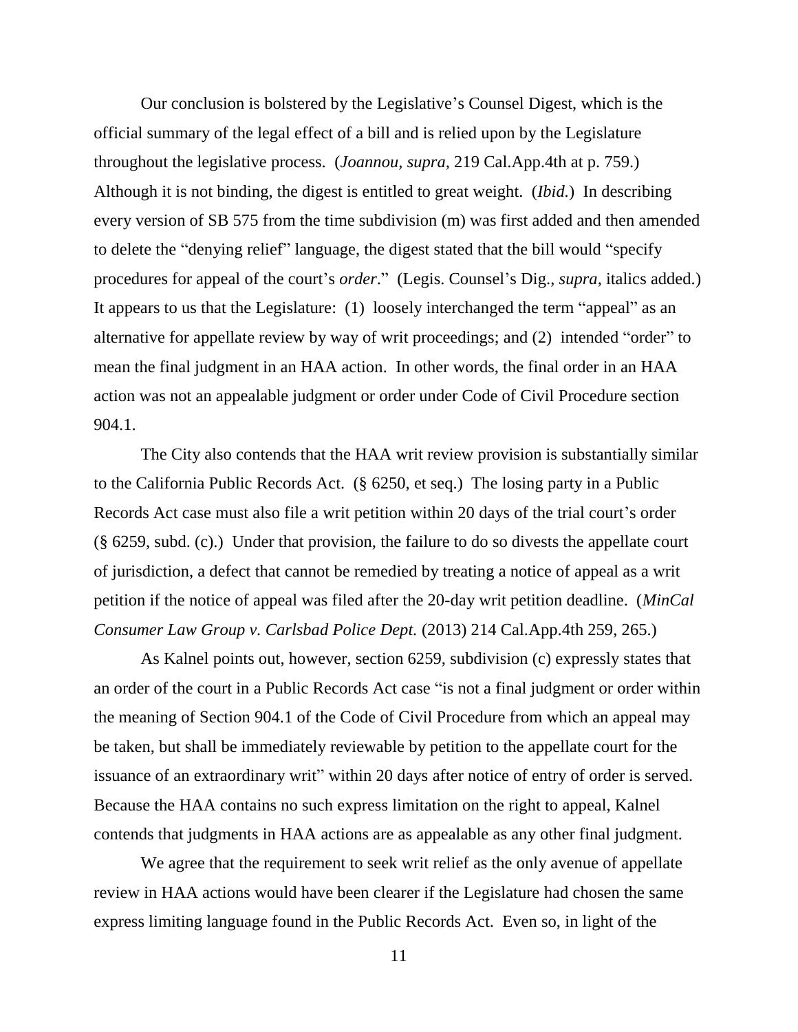Our conclusion is bolstered by the Legislative's Counsel Digest, which is the official summary of the legal effect of a bill and is relied upon by the Legislature throughout the legislative process. (*Joannou, supra,* 219 Cal.App.4th at p. 759.) Although it is not binding, the digest is entitled to great weight. (*Ibid.*) In describing every version of SB 575 from the time subdivision (m) was first added and then amended to delete the "denying relief" language, the digest stated that the bill would "specify procedures for appeal of the court's *order*." (Legis. Counsel's Dig., *supra*, italics added.) It appears to us that the Legislature: (1) loosely interchanged the term "appeal" as an alternative for appellate review by way of writ proceedings; and (2) intended "order" to mean the final judgment in an HAA action. In other words, the final order in an HAA action was not an appealable judgment or order under Code of Civil Procedure section 904.1.

The City also contends that the HAA writ review provision is substantially similar to the California Public Records Act. (§ 6250, et seq.) The losing party in a Public Records Act case must also file a writ petition within 20 days of the trial court's order (§ 6259, subd. (c).) Under that provision, the failure to do so divests the appellate court of jurisdiction, a defect that cannot be remedied by treating a notice of appeal as a writ petition if the notice of appeal was filed after the 20-day writ petition deadline. (*MinCal Consumer Law Group v. Carlsbad Police Dept.* (2013) 214 Cal.App.4th 259, 265.)

As Kalnel points out, however, section 6259, subdivision (c) expressly states that an order of the court in a Public Records Act case "is not a final judgment or order within the meaning of Section 904.1 of the Code of Civil Procedure from which an appeal may be taken, but shall be immediately reviewable by petition to the appellate court for the issuance of an extraordinary writ" within 20 days after notice of entry of order is served. Because the HAA contains no such express limitation on the right to appeal, Kalnel contends that judgments in HAA actions are as appealable as any other final judgment.

We agree that the requirement to seek writ relief as the only avenue of appellate review in HAA actions would have been clearer if the Legislature had chosen the same express limiting language found in the Public Records Act. Even so, in light of the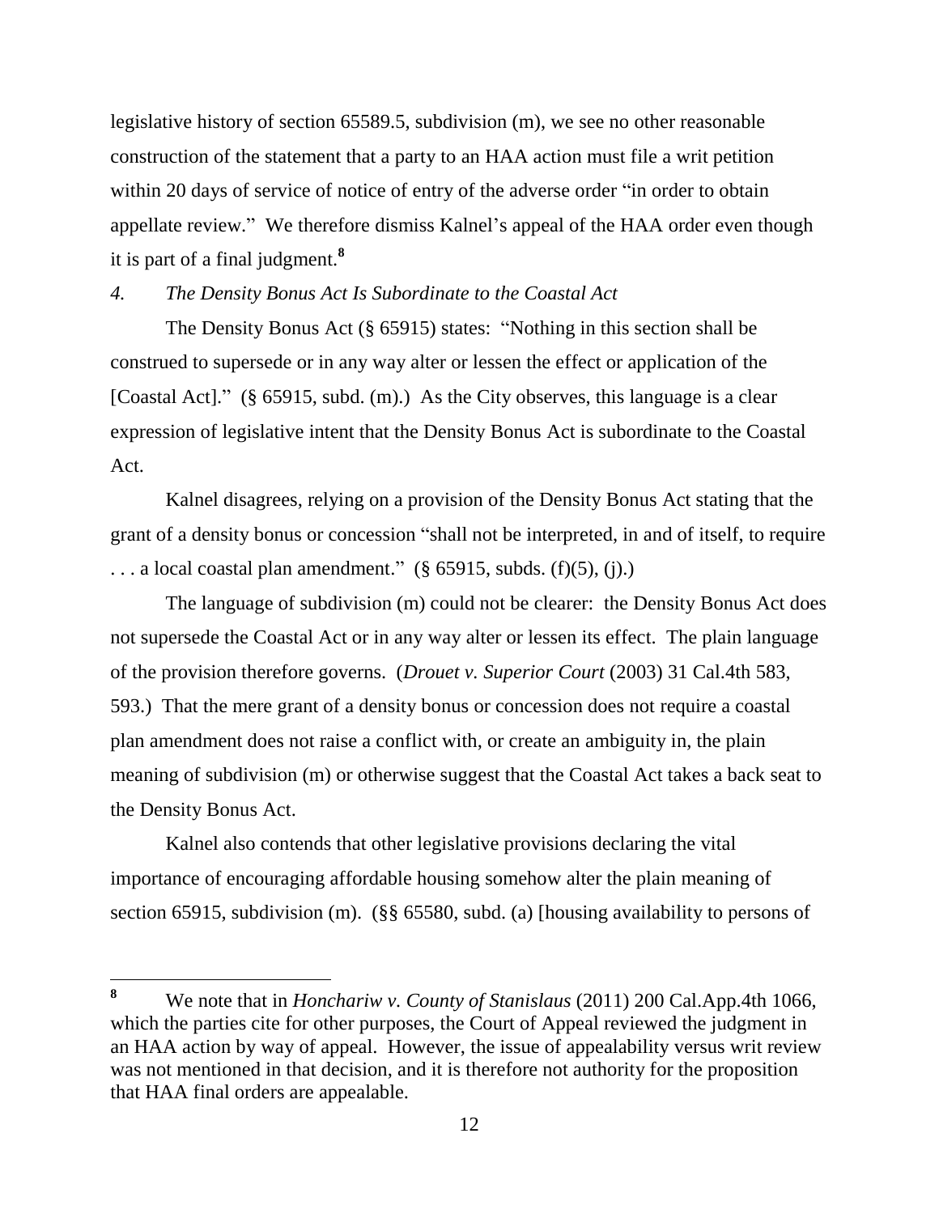legislative history of section 65589.5, subdivision (m), we see no other reasonable construction of the statement that a party to an HAA action must file a writ petition within 20 days of service of notice of entry of the adverse order "in order to obtain appellate review." We therefore dismiss Kalnel's appeal of the HAA order even though it is part of a final judgment.[8]

*4. The Density Bonus Act Is Subordinate to the Coastal Act*

The Density Bonus Act (§ 65915) states: "Nothing in this section shall be construed to supersede or in any way alter or lessen the effect or application of the [Coastal Act]." (§ 65915, subd. (m).) As the City observes, this language is a clear expression of legislative intent that the Density Bonus Act is subordinate to the Coastal Act.

Kalnel disagrees, relying on a provision of the Density Bonus Act stating that the grant of a density bonus or concession "shall not be interpreted, in and of itself, to require . . . a local coastal plan amendment." (§ 65915, subds. (f)(5), (j).)

The language of subdivision (m) could not be clearer: the Density Bonus Act does not supersede the Coastal Act or in any way alter or lessen its effect. The plain language of the provision therefore governs. (*Drouet v. Superior Court* (2003) 31 Cal.4th 583, 593.) That the mere grant of a density bonus or concession does not require a coastal plan amendment does not raise a conflict with, or create an ambiguity in, the plain meaning of subdivision (m) or otherwise suggest that the Coastal Act takes a back seat to the Density Bonus Act.

Kalnel also contends that other legislative provisions declaring the vital importance of encouraging affordable housing somehow alter the plain meaning of section 65915, subdivision (m). (§§ 65580, subd. (a) [housing availability to persons of

---

[8] We note that in *Honchariw v. County of Stanislaus* (2011) 200 Cal.App.4th 1066, which the parties cite for other purposes, the Court of Appeal reviewed the judgment in an HAA action by way of appeal. However, the issue of appealability versus writ review was not mentioned in that decision, and it is therefore not authority for the proposition that HAA final orders are appealable.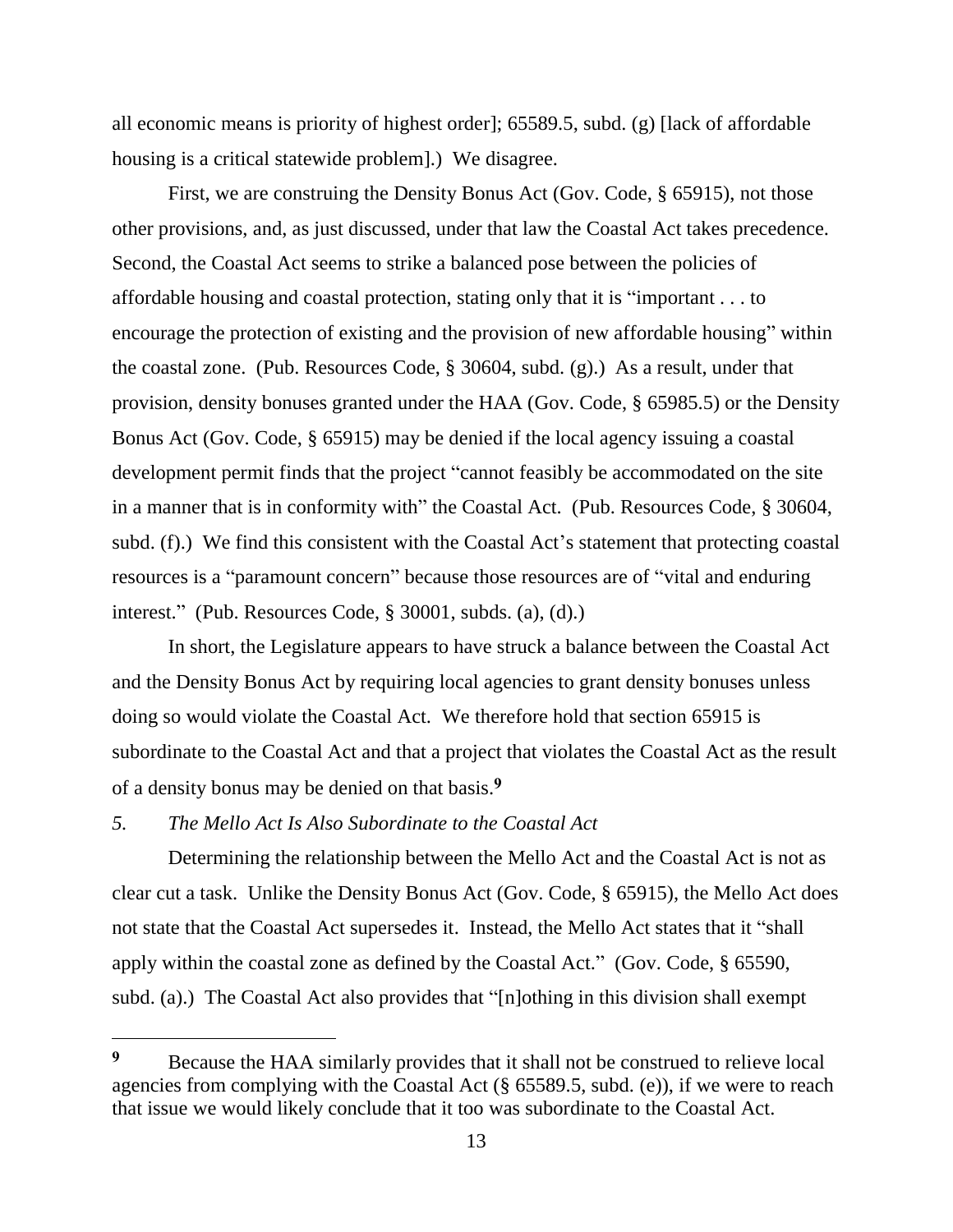all economic means is priority of highest order]; 65589.5, subd. (g) [lack of affordable housing is a critical statewide problem].) We disagree.

First, we are construing the Density Bonus Act (Gov. Code, § 65915), not those other provisions, and, as just discussed, under that law the Coastal Act takes precedence. Second, the Coastal Act seems to strike a balanced pose between the policies of affordable housing and coastal protection, stating only that it is "important . . . to encourage the protection of existing and the provision of new affordable housing" within the coastal zone. (Pub. Resources Code, § 30604, subd. (g).) As a result, under that provision, density bonuses granted under the HAA (Gov. Code, § 65985.5) or the Density Bonus Act (Gov. Code, § 65915) may be denied if the local agency issuing a coastal development permit finds that the project "cannot feasibly be accommodated on the site in a manner that is in conformity with" the Coastal Act. (Pub. Resources Code, § 30604, subd. (f).) We find this consistent with the Coastal Act's statement that protecting coastal resources is a "paramount concern" because those resources are of "vital and enduring interest." (Pub. Resources Code, § 30001, subds. (a), (d).)

In short, the Legislature appears to have struck a balance between the Coastal Act and the Density Bonus Act by requiring local agencies to grant density bonuses unless doing so would violate the Coastal Act. We therefore hold that section 65915 is subordinate to the Coastal Act and that a project that violates the Coastal Act as the result of a density bonus may be denied on that basis.[9]

*5. The Mello Act Is Also Subordinate to the Coastal Act*

Determining the relationship between the Mello Act and the Coastal Act is not as clear cut a task. Unlike the Density Bonus Act (Gov. Code, § 65915), the Mello Act does not state that the Coastal Act supersedes it. Instead, the Mello Act states that it "shall apply within the coastal zone as defined by the Coastal Act." (Gov. Code, § 65590, subd. (a).) The Coastal Act also provides that "[n]othing in this division shall exempt

---

[9] Because the HAA similarly provides that it shall not be construed to relieve local agencies from complying with the Coastal Act (§ 65589.5, subd. (e)), if we were to reach that issue we would likely conclude that it too was subordinate to the Coastal Act.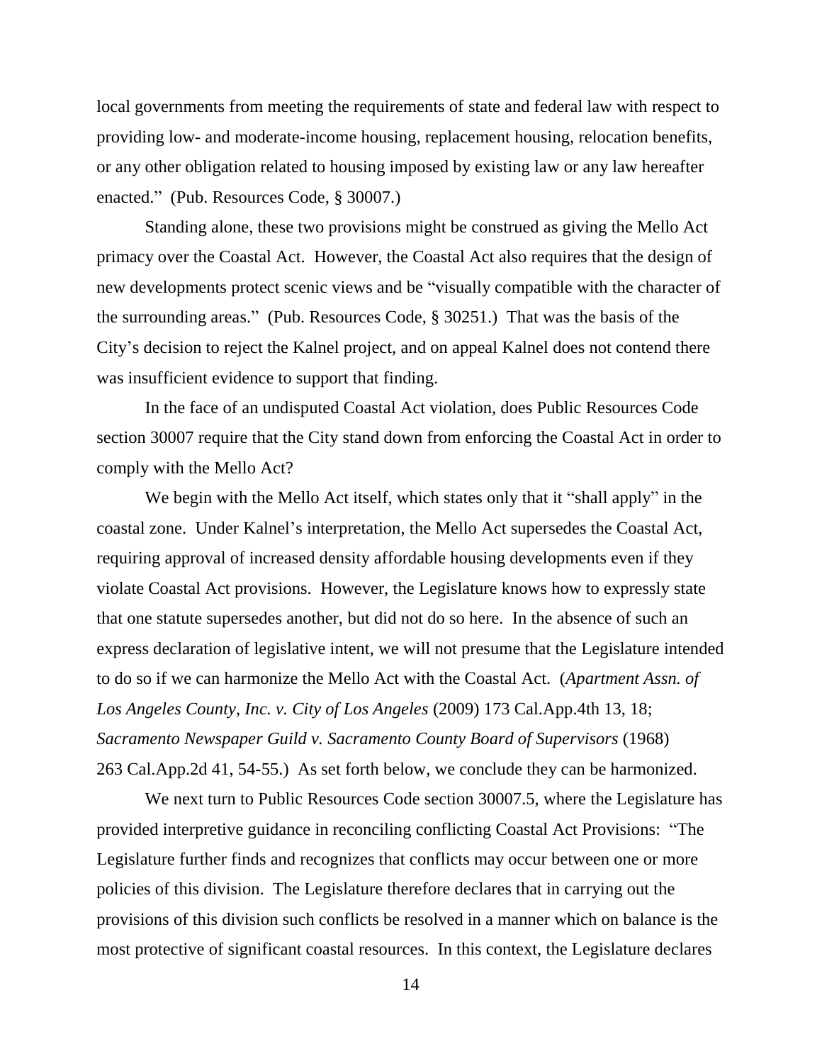local governments from meeting the requirements of state and federal law with respect to providing low- and moderate-income housing, replacement housing, relocation benefits, or any other obligation related to housing imposed by existing law or any law hereafter enacted." (Pub. Resources Code, § 30007.)

Standing alone, these two provisions might be construed as giving the Mello Act primacy over the Coastal Act. However, the Coastal Act also requires that the design of new developments protect scenic views and be "visually compatible with the character of the surrounding areas." (Pub. Resources Code, § 30251.) That was the basis of the City's decision to reject the Kalnel project, and on appeal Kalnel does not contend there was insufficient evidence to support that finding.

In the face of an undisputed Coastal Act violation, does Public Resources Code section 30007 require that the City stand down from enforcing the Coastal Act in order to comply with the Mello Act?

We begin with the Mello Act itself, which states only that it "shall apply" in the coastal zone. Under Kalnel's interpretation, the Mello Act supersedes the Coastal Act, requiring approval of increased density affordable housing developments even if they violate Coastal Act provisions. However, the Legislature knows how to expressly state that one statute supersedes another, but did not do so here. In the absence of such an express declaration of legislative intent, we will not presume that the Legislature intended to do so if we can harmonize the Mello Act with the Coastal Act. (*Apartment Assn. of Los Angeles County, Inc. v. City of Los Angeles* (2009) 173 Cal.App.4th 13, 18; *Sacramento Newspaper Guild v. Sacramento County Board of Supervisors* (1968) 263 Cal.App.2d 41, 54-55.) As set forth below, we conclude they can be harmonized.

We next turn to Public Resources Code section 30007.5, where the Legislature has provided interpretive guidance in reconciling conflicting Coastal Act Provisions: "The Legislature further finds and recognizes that conflicts may occur between one or more policies of this division. The Legislature therefore declares that in carrying out the provisions of this division such conflicts be resolved in a manner which on balance is the most protective of significant coastal resources. In this context, the Legislature declares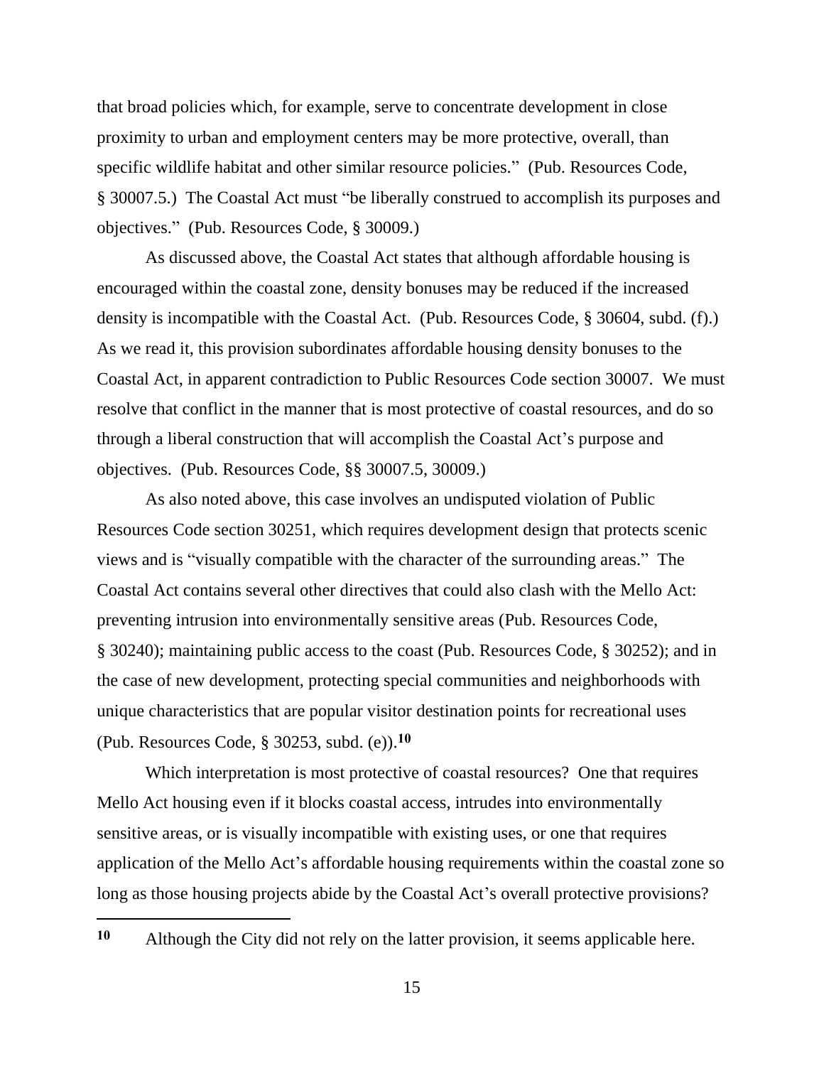that broad policies which, for example, serve to concentrate development in close proximity to urban and employment centers may be more protective, overall, than specific wildlife habitat and other similar resource policies." (Pub. Resources Code, § 30007.5.) The Coastal Act must "be liberally construed to accomplish its purposes and objectives." (Pub. Resources Code, § 30009.)

As discussed above, the Coastal Act states that although affordable housing is encouraged within the coastal zone, density bonuses may be reduced if the increased density is incompatible with the Coastal Act. (Pub. Resources Code, § 30604, subd. (f).) As we read it, this provision subordinates affordable housing density bonuses to the Coastal Act, in apparent contradiction to Public Resources Code section 30007. We must resolve that conflict in the manner that is most protective of coastal resources, and do so through a liberal construction that will accomplish the Coastal Act's purpose and objectives. (Pub. Resources Code, §§ 30007.5, 30009.)

As also noted above, this case involves an undisputed violation of Public Resources Code section 30251, which requires development design that protects scenic views and is "visually compatible with the character of the surrounding areas." The Coastal Act contains several other directives that could also clash with the Mello Act: preventing intrusion into environmentally sensitive areas (Pub. Resources Code, § 30240); maintaining public access to the coast (Pub. Resources Code, § 30252); and in the case of new development, protecting special communities and neighborhoods with unique characteristics that are popular visitor destination points for recreational uses (Pub. Resources Code, § 30253, subd. (e)).[10]

Which interpretation is most protective of coastal resources? One that requires Mello Act housing even if it blocks coastal access, intrudes into environmentally sensitive areas, or is visually incompatible with existing uses, or one that requires application of the Mello Act's affordable housing requirements within the coastal zone so long as those housing projects abide by the Coastal Act's overall protective provisions?

---

[10] Although the City did not rely on the latter provision, it seems applicable here.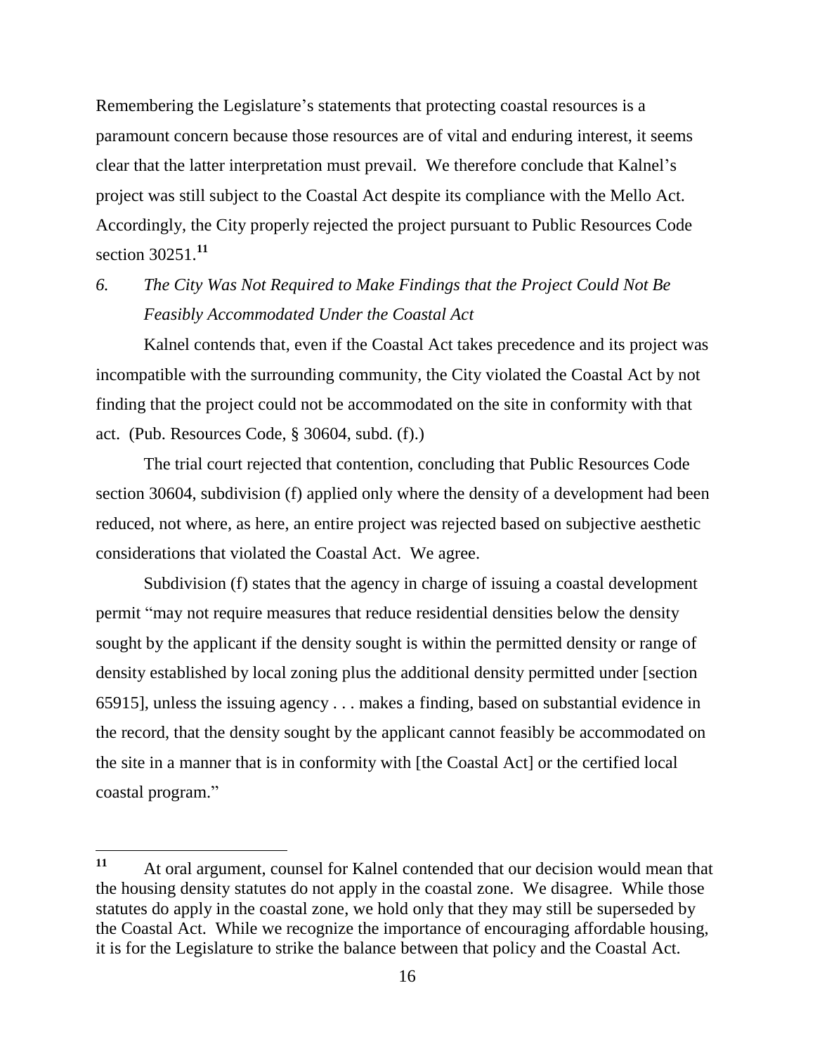Remembering the Legislature's statements that protecting coastal resources is a paramount concern because those resources are of vital and enduring interest, it seems clear that the latter interpretation must prevail. We therefore conclude that Kalnel's project was still subject to the Coastal Act despite its compliance with the Mello Act. Accordingly, the City properly rejected the project pursuant to Public Resources Code section 30251.[11]

*6. The City Was Not Required to Make Findings that the Project Could Not Be Feasibly Accommodated Under the Coastal Act*

Kalnel contends that, even if the Coastal Act takes precedence and its project was incompatible with the surrounding community, the City violated the Coastal Act by not finding that the project could not be accommodated on the site in conformity with that act. (Pub. Resources Code, § 30604, subd. (f).)

The trial court rejected that contention, concluding that Public Resources Code section 30604, subdivision (f) applied only where the density of a development had been reduced, not where, as here, an entire project was rejected based on subjective aesthetic considerations that violated the Coastal Act. We agree.

Subdivision (f) states that the agency in charge of issuing a coastal development permit "may not require measures that reduce residential densities below the density sought by the applicant if the density sought is within the permitted density or range of density established by local zoning plus the additional density permitted under [section 65915], unless the issuing agency . . . makes a finding, based on substantial evidence in the record, that the density sought by the applicant cannot feasibly be accommodated on the site in a manner that is in conformity with [the Coastal Act] or the certified local coastal program."

---

[11] At oral argument, counsel for Kalnel contended that our decision would mean that the housing density statutes do not apply in the coastal zone. We disagree. While those statutes do apply in the coastal zone, we hold only that they may still be superseded by the Coastal Act. While we recognize the importance of encouraging affordable housing, it is for the Legislature to strike the balance between that policy and the Coastal Act.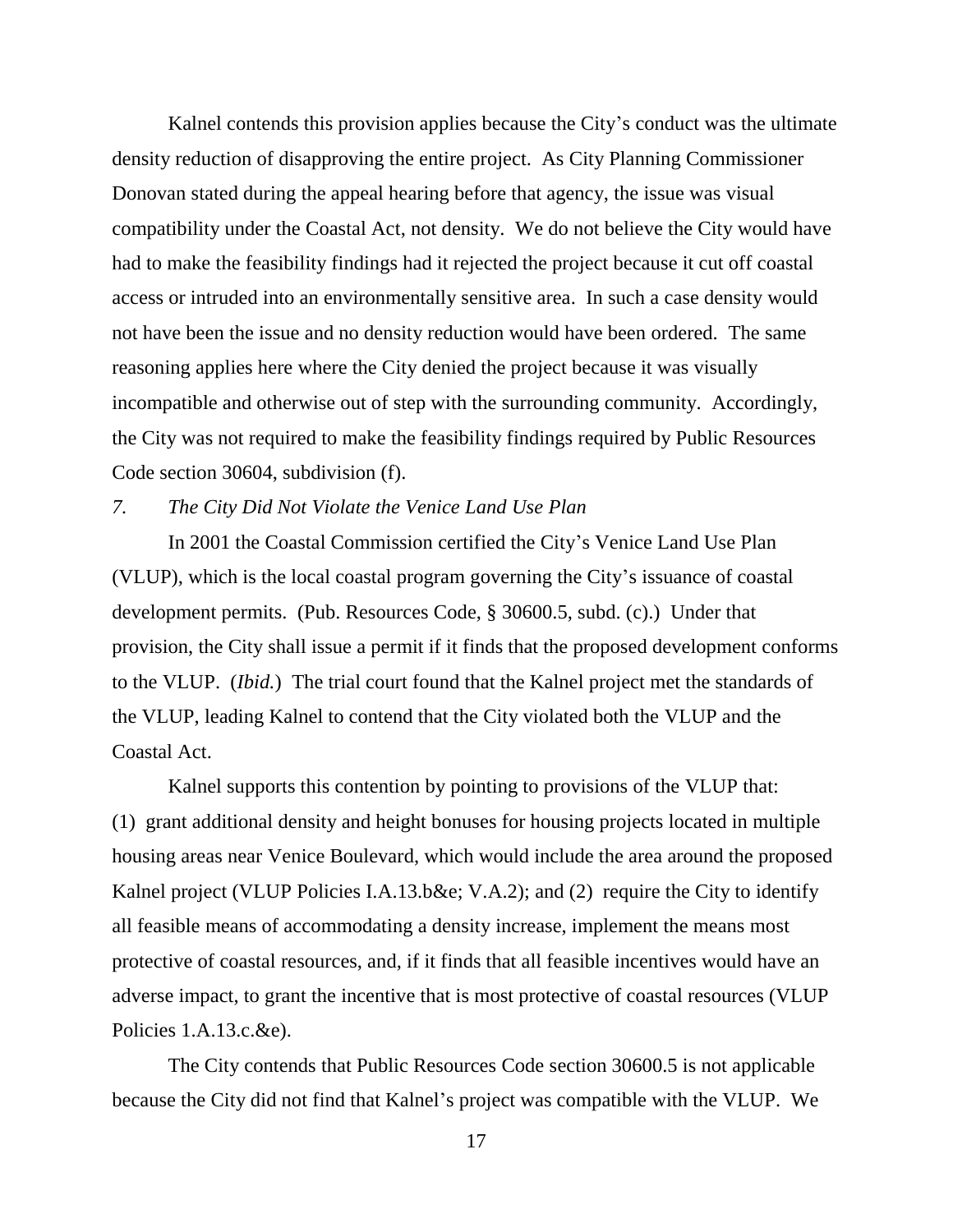Kalnel contends this provision applies because the City's conduct was the ultimate density reduction of disapproving the entire project. As City Planning Commissioner Donovan stated during the appeal hearing before that agency, the issue was visual compatibility under the Coastal Act, not density. We do not believe the City would have had to make the feasibility findings had it rejected the project because it cut off coastal access or intruded into an environmentally sensitive area. In such a case density would not have been the issue and no density reduction would have been ordered. The same reasoning applies here where the City denied the project because it was visually incompatible and otherwise out of step with the surrounding community. Accordingly, the City was not required to make the feasibility findings required by Public Resources Code section 30604, subdivision (f).

*7. The City Did Not Violate the Venice Land Use Plan*

In 2001 the Coastal Commission certified the City's Venice Land Use Plan (VLUP), which is the local coastal program governing the City's issuance of coastal development permits. (Pub. Resources Code, § 30600.5, subd. (c).) Under that provision, the City shall issue a permit if it finds that the proposed development conforms to the VLUP. (*Ibid.*) The trial court found that the Kalnel project met the standards of the VLUP, leading Kalnel to contend that the City violated both the VLUP and the Coastal Act.

Kalnel supports this contention by pointing to provisions of the VLUP that: (1) grant additional density and height bonuses for housing projects located in multiple housing areas near Venice Boulevard, which would include the area around the proposed Kalnel project (VLUP Policies I.A.13.b&e; V.A.2); and (2) require the City to identify all feasible means of accommodating a density increase, implement the means most protective of coastal resources, and, if it finds that all feasible incentives would have an adverse impact, to grant the incentive that is most protective of coastal resources (VLUP Policies 1.A.13.c.&e).

The City contends that Public Resources Code section 30600.5 is not applicable because the City did not find that Kalnel's project was compatible with the VLUP. We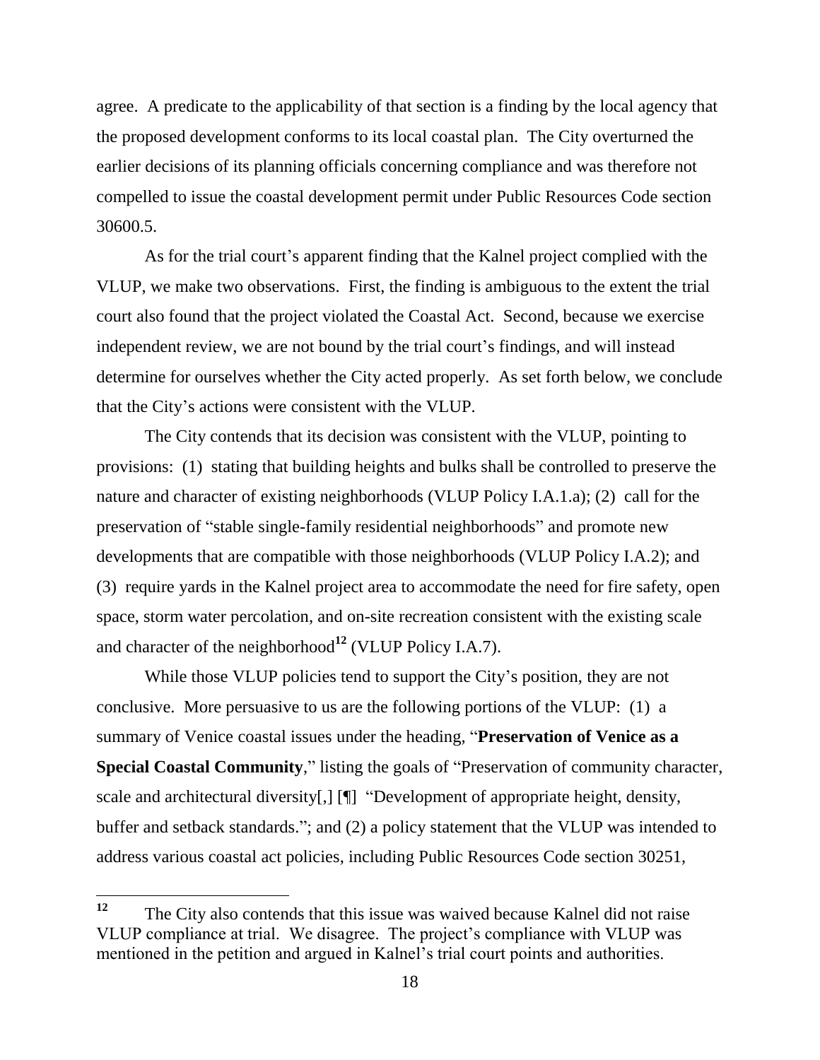agree. A predicate to the applicability of that section is a finding by the local agency that the proposed development conforms to its local coastal plan. The City overturned the earlier decisions of its planning officials concerning compliance and was therefore not compelled to issue the coastal development permit under Public Resources Code section 30600.5.

As for the trial court's apparent finding that the Kalnel project complied with the VLUP, we make two observations. First, the finding is ambiguous to the extent the trial court also found that the project violated the Coastal Act. Second, because we exercise independent review, we are not bound by the trial court's findings, and will instead determine for ourselves whether the City acted properly. As set forth below, we conclude that the City's actions were consistent with the VLUP.

The City contends that its decision was consistent with the VLUP, pointing to provisions: (1) stating that building heights and bulks shall be controlled to preserve the nature and character of existing neighborhoods (VLUP Policy I.A.1.a); (2) call for the preservation of "stable single-family residential neighborhoods" and promote new developments that are compatible with those neighborhoods (VLUP Policy I.A.2); and (3) require yards in the Kalnel project area to accommodate the need for fire safety, open space, storm water percolation, and on-site recreation consistent with the existing scale and character of the neighborhood[12] (VLUP Policy I.A.7).

While those VLUP policies tend to support the City's position, they are not conclusive. More persuasive to us are the following portions of the VLUP: (1) a summary of Venice coastal issues under the heading, "**Preservation of Venice as a Special Coastal Community**," listing the goals of "Preservation of community character, scale and architectural diversity[,] [¶] "Development of appropriate height, density, buffer and setback standards."; and (2) a policy statement that the VLUP was intended to address various coastal act policies, including Public Resources Code section 30251,

---

[12] The City also contends that this issue was waived because Kalnel did not raise VLUP compliance at trial. We disagree. The project's compliance with VLUP was mentioned in the petition and argued in Kalnel's trial court points and authorities.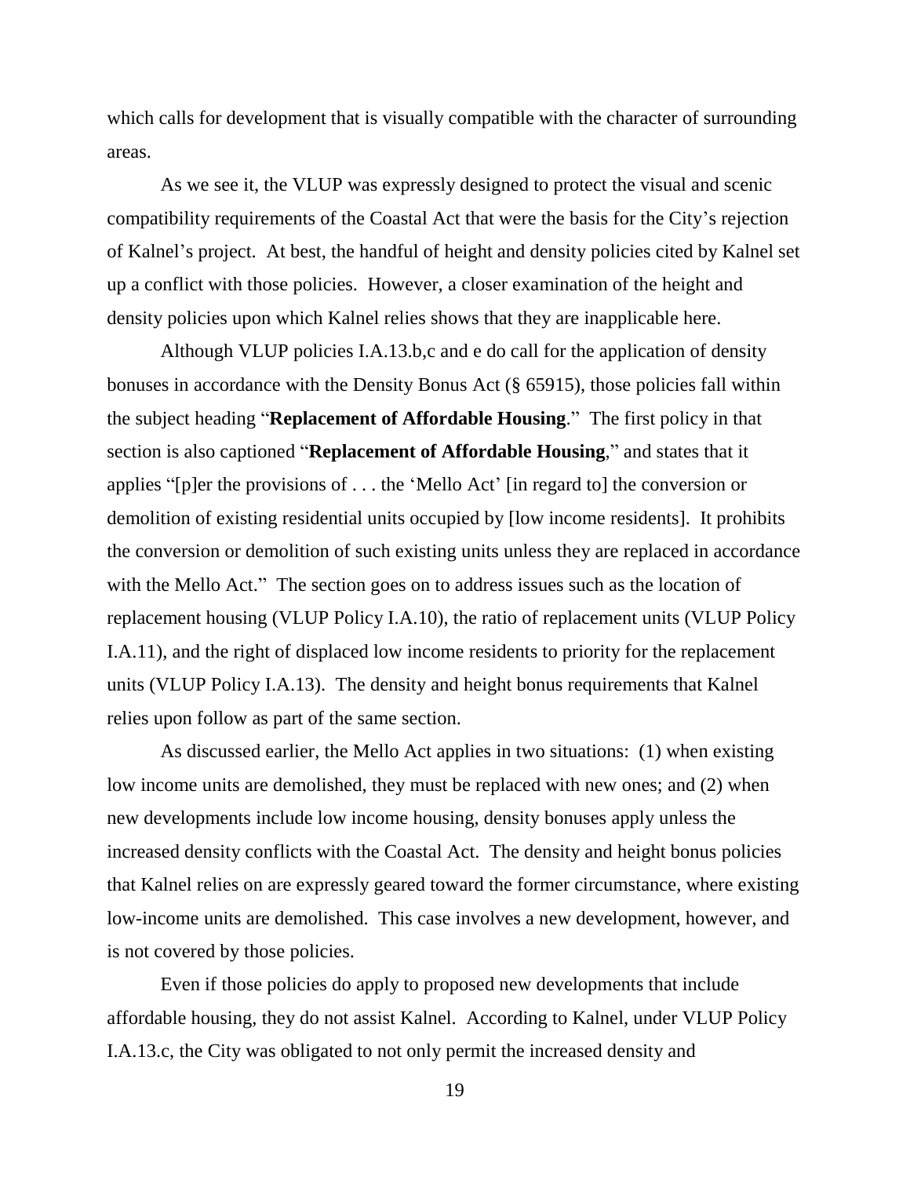which calls for development that is visually compatible with the character of surrounding areas.

As we see it, the VLUP was expressly designed to protect the visual and scenic compatibility requirements of the Coastal Act that were the basis for the City's rejection of Kalnel's project. At best, the handful of height and density policies cited by Kalnel set up a conflict with those policies. However, a closer examination of the height and density policies upon which Kalnel relies shows that they are inapplicable here.

Although VLUP policies I.A.13.b,c and e do call for the application of density bonuses in accordance with the Density Bonus Act (§ 65915), those policies fall within the subject heading "**Replacement of Affordable Housing**." The first policy in that section is also captioned "**Replacement of Affordable Housing**," and states that it applies "[p]er the provisions of . . . the 'Mello Act' [in regard to] the conversion or demolition of existing residential units occupied by [low income residents]. It prohibits the conversion or demolition of such existing units unless they are replaced in accordance with the Mello Act." The section goes on to address issues such as the location of replacement housing (VLUP Policy I.A.10), the ratio of replacement units (VLUP Policy I.A.11), and the right of displaced low income residents to priority for the replacement units (VLUP Policy I.A.13). The density and height bonus requirements that Kalnel relies upon follow as part of the same section.

As discussed earlier, the Mello Act applies in two situations: (1) when existing low income units are demolished, they must be replaced with new ones; and (2) when new developments include low income housing, density bonuses apply unless the increased density conflicts with the Coastal Act. The density and height bonus policies that Kalnel relies on are expressly geared toward the former circumstance, where existing low-income units are demolished. This case involves a new development, however, and is not covered by those policies.

Even if those policies do apply to proposed new developments that include affordable housing, they do not assist Kalnel. According to Kalnel, under VLUP Policy I.A.13.c, the City was obligated to not only permit the increased density and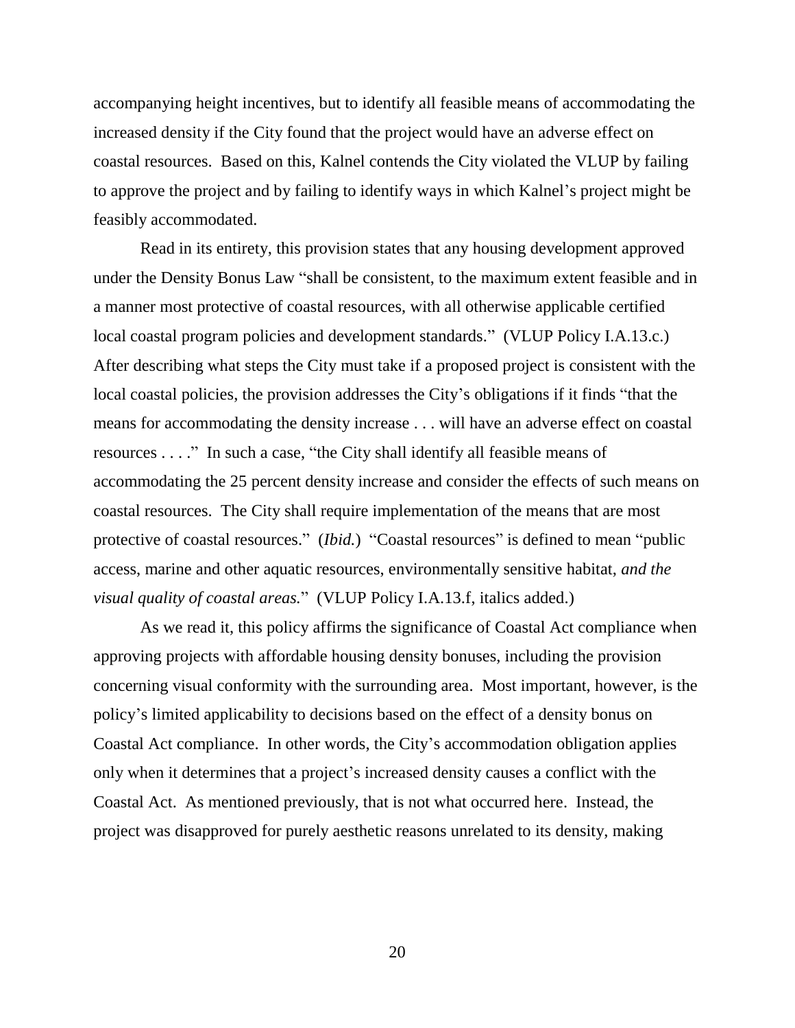accompanying height incentives, but to identify all feasible means of accommodating the increased density if the City found that the project would have an adverse effect on coastal resources. Based on this, Kalnel contends the City violated the VLUP by failing to approve the project and by failing to identify ways in which Kalnel's project might be feasibly accommodated.

Read in its entirety, this provision states that any housing development approved under the Density Bonus Law "shall be consistent, to the maximum extent feasible and in a manner most protective of coastal resources, with all otherwise applicable certified local coastal program policies and development standards." (VLUP Policy I.A.13.c.) After describing what steps the City must take if a proposed project is consistent with the local coastal policies, the provision addresses the City's obligations if it finds "that the means for accommodating the density increase . . . will have an adverse effect on coastal resources . . . ." In such a case, "the City shall identify all feasible means of accommodating the 25 percent density increase and consider the effects of such means on coastal resources. The City shall require implementation of the means that are most protective of coastal resources." (*Ibid.*) "Coastal resources" is defined to mean "public access, marine and other aquatic resources, environmentally sensitive habitat, *and the visual quality of coastal areas.*" (VLUP Policy I.A.13.f, italics added.)

As we read it, this policy affirms the significance of Coastal Act compliance when approving projects with affordable housing density bonuses, including the provision concerning visual conformity with the surrounding area. Most important, however, is the policy's limited applicability to decisions based on the effect of a density bonus on Coastal Act compliance. In other words, the City's accommodation obligation applies only when it determines that a project's increased density causes a conflict with the Coastal Act. As mentioned previously, that is not what occurred here. Instead, the project was disapproved for purely aesthetic reasons unrelated to its density, making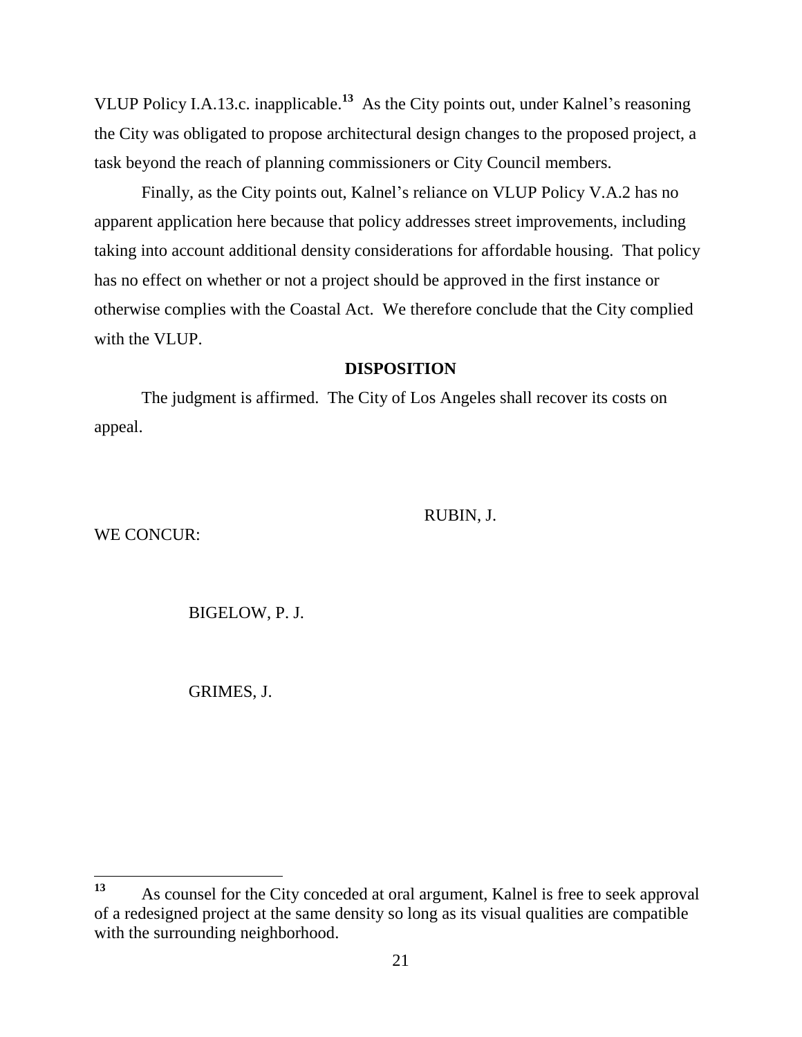VLUP Policy I.A.13.c. inapplicable.[13] As the City points out, under Kalnel's reasoning the City was obligated to propose architectural design changes to the proposed project, a task beyond the reach of planning commissioners or City Council members.

Finally, as the City points out, Kalnel's reliance on VLUP Policy V.A.2 has no apparent application here because that policy addresses street improvements, including taking into account additional density considerations for affordable housing. That policy has no effect on whether or not a project should be approved in the first instance or otherwise complies with the Coastal Act. We therefore conclude that the City complied with the VLUP.

## DISPOSITION

The judgment is affirmed. The City of Los Angeles shall recover its costs on appeal.

RUBIN, J.

WE CONCUR:

BIGELOW, P. J.

GRIMES, J.

---

[13] As counsel for the City conceded at oral argument, Kalnel is free to seek approval of a redesigned project at the same density so long as its visual qualities are compatible with the surrounding neighborhood.